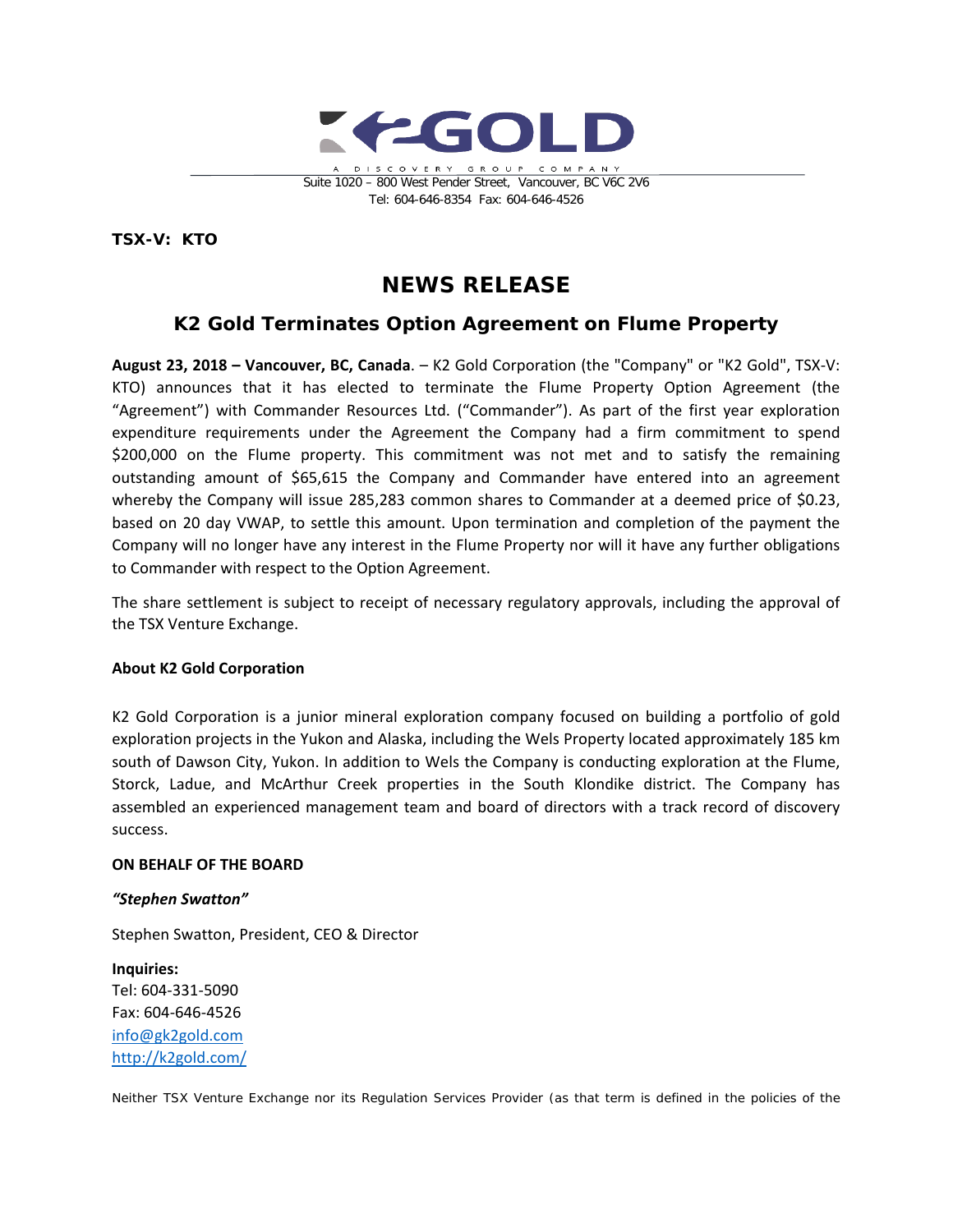K2GOLD

A DISCOVERY GROUP COMPANY

Suite 1020 – 800 West Pender Street, Vancouver, BC V6C 2V6
Tel: 604-646-8354 Fax: 604-646-4526

**TSX-V: KTO**

# NEWS RELEASE

## K2 Gold Terminates Option Agreement on Flume Property

**August 23, 2018 – Vancouver, BC, Canada**. – K2 Gold Corporation (the "Company" or "K2 Gold", TSX-V: KTO) announces that it has elected to terminate the Flume Property Option Agreement (the "Agreement") with Commander Resources Ltd. ("Commander"). As part of the first year exploration expenditure requirements under the Agreement the Company had a firm commitment to spend $200,000 on the Flume property. This commitment was not met and to satisfy the remaining outstanding amount of $65,615 the Company and Commander have entered into an agreement whereby the Company will issue 285,283 common shares to Commander at a deemed price of $0.23, based on 20 day VWAP, to settle this amount. Upon termination and completion of the payment the Company will no longer have any interest in the Flume Property nor will it have any further obligations to Commander with respect to the Option Agreement.

The share settlement is subject to receipt of necessary regulatory approvals, including the approval of the TSX Venture Exchange.

**About K2 Gold Corporation**

K2 Gold Corporation is a junior mineral exploration company focused on building a portfolio of gold exploration projects in the Yukon and Alaska, including the Wels Property located approximately 185 km south of Dawson City, Yukon. In addition to Wels the Company is conducting exploration at the Flume, Storck, Ladue, and McArthur Creek properties in the South Klondike district. The Company has assembled an experienced management team and board of directors with a track record of discovery success.

**ON BEHALF OF THE BOARD**

***"Stephen Swatton"***

Stephen Swatton, President, CEO & Director

**Inquiries:**
Tel: 604-331-5090
Fax: 604-646-4526
info@gk2gold.com
http://k2gold.com/

Neither TSX Venture Exchange nor its Regulation Services Provider (as that term is defined in the policies of the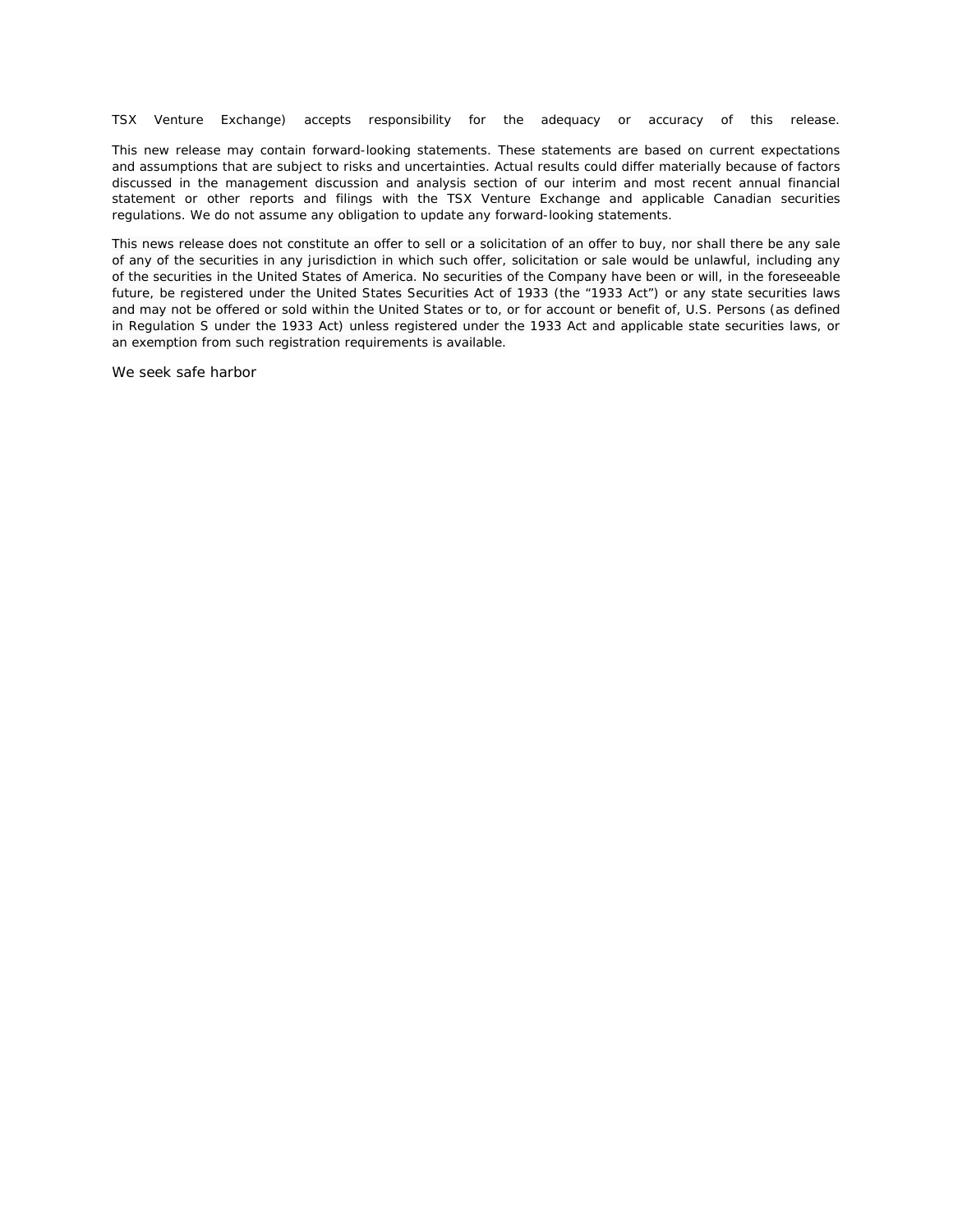TSX Venture Exchange) accepts responsibility for the adequacy or accuracy of this release.

This new release may contain forward-looking statements. These statements are based on current expectations and assumptions that are subject to risks and uncertainties. Actual results could differ materially because of factors discussed in the management discussion and analysis section of our interim and most recent annual financial statement or other reports and filings with the TSX Venture Exchange and applicable Canadian securities regulations. We do not assume any obligation to update any forward-looking statements.

This news release does not constitute an offer to sell or a solicitation of an offer to buy, nor shall there be any sale of any of the securities in any jurisdiction in which such offer, solicitation or sale would be unlawful, including any of the securities in the United States of America. No securities of the Company have been or will, in the foreseeable future, be registered under the United States Securities Act of 1933 (the "1933 Act") or any state securities laws and may not be offered or sold within the United States or to, or for account or benefit of, U.S. Persons (as defined in Regulation S under the 1933 Act) unless registered under the 1933 Act and applicable state securities laws, or an exemption from such registration requirements is available.

We seek safe harbor